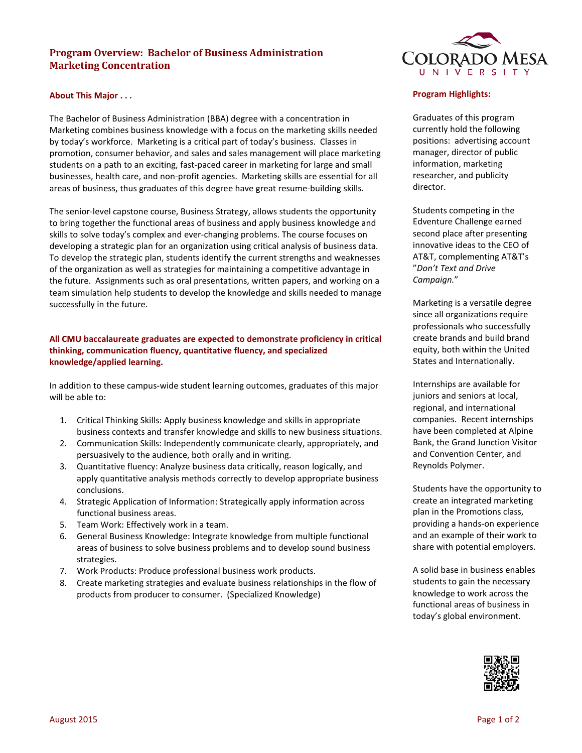# Program Overview: Bachelor of Business Administration Marketing Concentration

## About This Major . . .

The Bachelor of Business Administration (BBA) degree with a concentration in Marketing combines business knowledge with a focus on the marketing skills needed by today's workforce. Marketing is a critical part of today's business. Classes in promotion, consumer behavior, and sales and sales management will place marketing students on a path to an exciting, fast-paced career in marketing for large and small businesses, health care, and non-profit agencies. Marketing skills are essential for all areas of business, thus graduates of this degree have great resume-building skills.

The senior-level capstone course, Business Strategy, allows students the opportunity to bring together the functional areas of business and apply business knowledge and skills to solve today's complex and ever-changing problems. The course focuses on developing a strategic plan for an organization using critical analysis of business data. To develop the strategic plan, students identify the current strengths and weaknesses of the organization as well as strategies for maintaining a competitive advantage in the future. Assignments such as oral presentations, written papers, and working on a team simulation help students to develop the knowledge and skills needed to manage successfully in the future.

**All CMU baccalaureate graduates are expected to demonstrate proficiency in critical thinking, communication fluency, quantitative fluency, and specialized knowledge/applied learning.**

In addition to these campus-wide student learning outcomes, graduates of this major will be able to:

1. Critical Thinking Skills: Apply business knowledge and skills in appropriate business contexts and transfer knowledge and skills to new business situations.
2. Communication Skills: Independently communicate clearly, appropriately, and persuasively to the audience, both orally and in writing.
3. Quantitative fluency: Analyze business data critically, reason logically, and apply quantitative analysis methods correctly to develop appropriate business conclusions.
4. Strategic Application of Information: Strategically apply information across functional business areas.
5. Team Work: Effectively work in a team.
6. General Business Knowledge: Integrate knowledge from multiple functional areas of business to solve business problems and to develop sound business strategies.
7. Work Products: Produce professional business work products.
8. Create marketing strategies and evaluate business relationships in the flow of products from producer to consumer. (Specialized Knowledge)

## Program Highlights:

Graduates of this program currently hold the following positions: advertising account manager, director of public information, marketing researcher, and publicity director.

Students competing in the Edventure Challenge earned second place after presenting innovative ideas to the CEO of AT&T, complementing AT&T's "*Don't Text and Drive Campaign.*"

Marketing is a versatile degree since all organizations require professionals who successfully create brands and build brand equity, both within the United States and Internationally.

Internships are available for juniors and seniors at local, regional, and international companies. Recent internships have been completed at Alpine Bank, the Grand Junction Visitor and Convention Center, and Reynolds Polymer.

Students have the opportunity to create an integrated marketing plan in the Promotions class, providing a hands-on experience and an example of their work to share with potential employers.

A solid base in business enables students to gain the necessary knowledge to work across the functional areas of business in today's global environment.

August 2015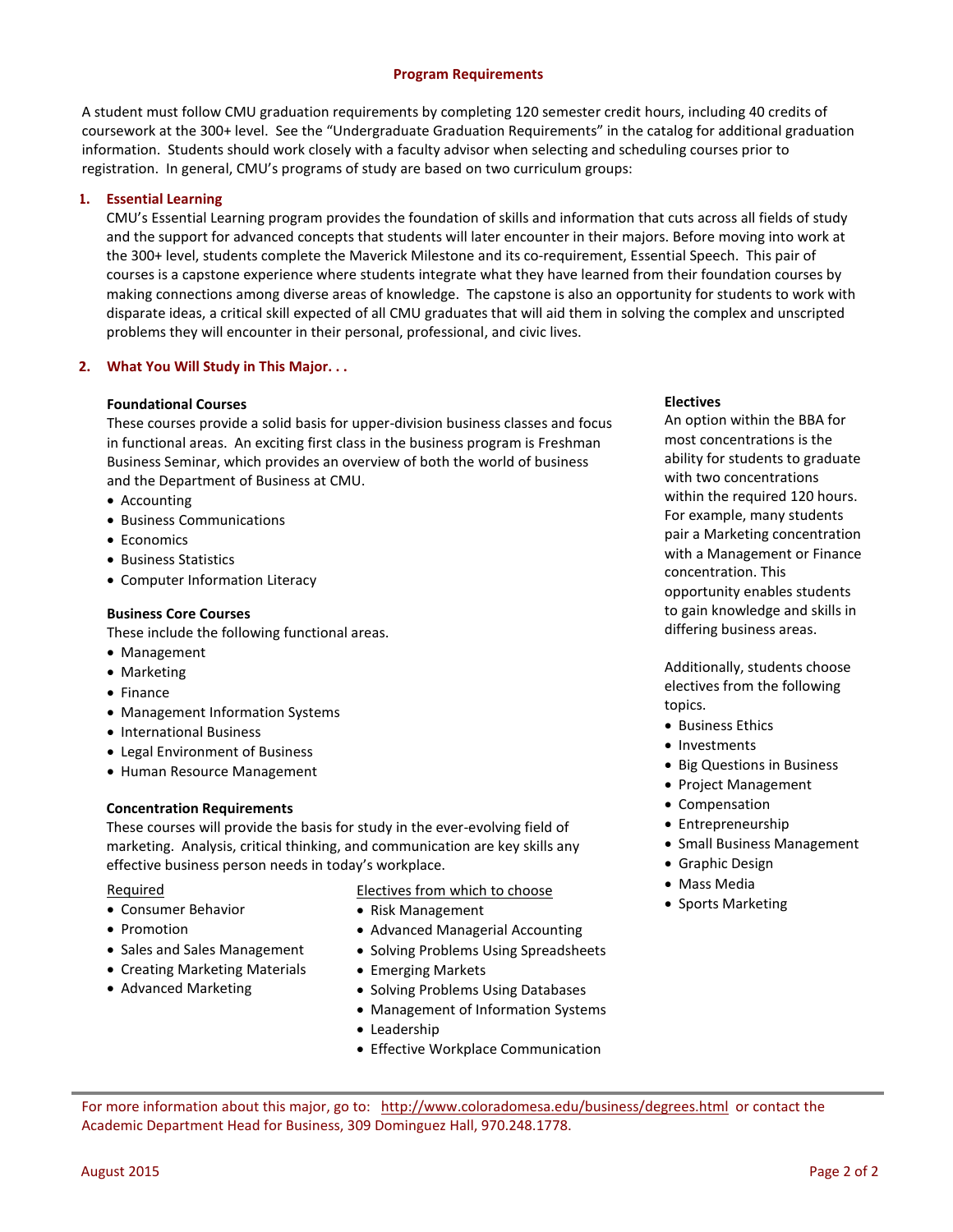## Program Requirements

A student must follow CMU graduation requirements by completing 120 semester credit hours, including 40 credits of coursework at the 300+ level. See the "Undergraduate Graduation Requirements" in the catalog for additional graduation information. Students should work closely with a faculty advisor when selecting and scheduling courses prior to registration. In general, CMU's programs of study are based on two curriculum groups:

### 1. Essential Learning

CMU's Essential Learning program provides the foundation of skills and information that cuts across all fields of study and the support for advanced concepts that students will later encounter in their majors. Before moving into work at the 300+ level, students complete the Maverick Milestone and its co-requirement, Essential Speech. This pair of courses is a capstone experience where students integrate what they have learned from their foundation courses by making connections among diverse areas of knowledge. The capstone is also an opportunity for students to work with disparate ideas, a critical skill expected of all CMU graduates that will aid them in solving the complex and unscripted problems they will encounter in their personal, professional, and civic lives.

### 2. What You Will Study in This Major. . .

**Foundational Courses**

These courses provide a solid basis for upper-division business classes and focus in functional areas. An exciting first class in the business program is Freshman Business Seminar, which provides an overview of both the world of business and the Department of Business at CMU.

- Accounting
- Business Communications
- Economics
- Business Statistics
- Computer Information Literacy

**Business Core Courses**

These include the following functional areas.

- Management
- Marketing
- Finance
- Management Information Systems
- International Business
- Legal Environment of Business
- Human Resource Management

**Concentration Requirements**

These courses will provide the basis for study in the ever-evolving field of marketing. Analysis, critical thinking, and communication are key skills any effective business person needs in today's workplace.

Required

- Consumer Behavior
- Promotion
- Sales and Sales Management
- Creating Marketing Materials
- Advanced Marketing

Electives from which to choose

- Risk Management
- Advanced Managerial Accounting
- Solving Problems Using Spreadsheets
- Emerging Markets
- Solving Problems Using Databases
- Management of Information Systems
- Leadership
- Effective Workplace Communication

**Electives**

An option within the BBA for most concentrations is the ability for students to graduate with two concentrations within the required 120 hours. For example, many students pair a Marketing concentration with a Management or Finance concentration. This opportunity enables students to gain knowledge and skills in differing business areas.

Additionally, students choose electives from the following topics.

- Business Ethics
- Investments
- Big Questions in Business
- Project Management
- Compensation
- Entrepreneurship
- Small Business Management
- Graphic Design
- Mass Media
- Sports Marketing

For more information about this major, go to: http://www.coloradomesa.edu/business/degrees.html or contact the Academic Department Head for Business, 309 Dominguez Hall, 970.248.1778.

August 2015